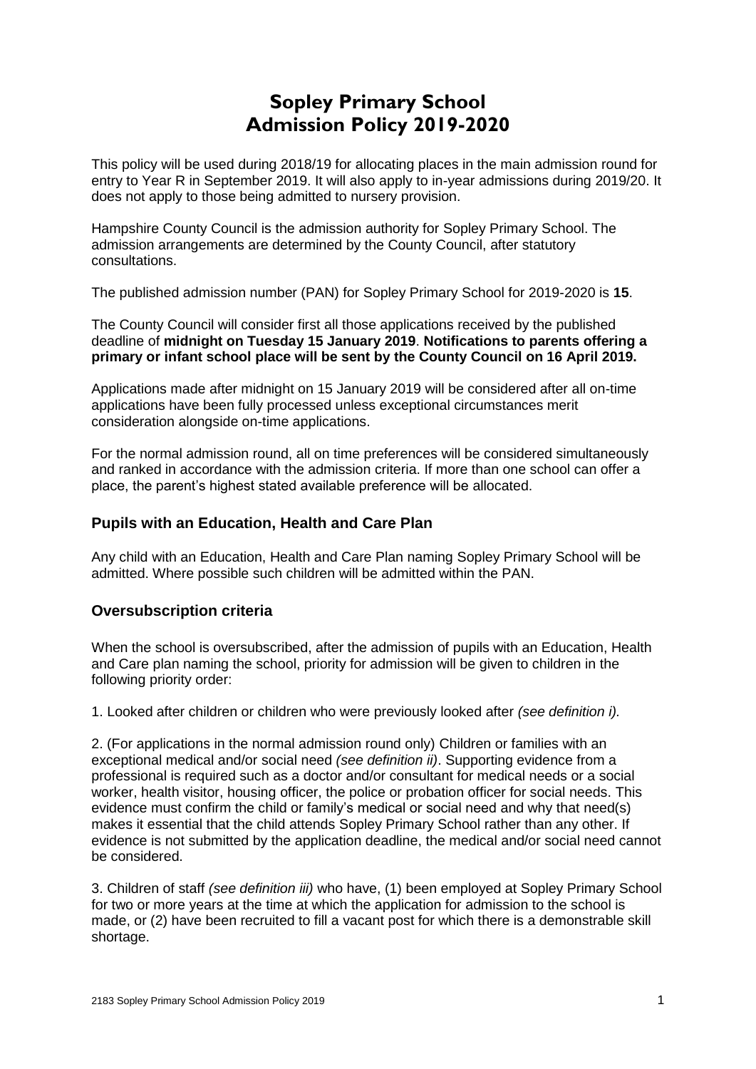# Sopley Primary School
# Admission Policy 2019-2020

This policy will be used during 2018/19 for allocating places in the main admission round for entry to Year R in September 2019. It will also apply to in-year admissions during 2019/20. It does not apply to those being admitted to nursery provision.

Hampshire County Council is the admission authority for Sopley Primary School. The admission arrangements are determined by the County Council, after statutory consultations.

The published admission number (PAN) for Sopley Primary School for 2019-2020 is **15**.

The County Council will consider first all those applications received by the published deadline of **midnight on Tuesday 15 January 2019**. **Notifications to parents offering a primary or infant school place will be sent by the County Council on 16 April 2019.**

Applications made after midnight on 15 January 2019 will be considered after all on-time applications have been fully processed unless exceptional circumstances merit consideration alongside on-time applications.

For the normal admission round, all on time preferences will be considered simultaneously and ranked in accordance with the admission criteria. If more than one school can offer a place, the parent's highest stated available preference will be allocated.

## Pupils with an Education, Health and Care Plan

Any child with an Education, Health and Care Plan naming Sopley Primary School will be admitted. Where possible such children will be admitted within the PAN.

## Oversubscription criteria

When the school is oversubscribed, after the admission of pupils with an Education, Health and Care plan naming the school, priority for admission will be given to children in the following priority order:

1. Looked after children or children who were previously looked after *(see definition i).*

2. (For applications in the normal admission round only) Children or families with an exceptional medical and/or social need *(see definition ii)*. Supporting evidence from a professional is required such as a doctor and/or consultant for medical needs or a social worker, health visitor, housing officer, the police or probation officer for social needs. This evidence must confirm the child or family's medical or social need and why that need(s) makes it essential that the child attends Sopley Primary School rather than any other. If evidence is not submitted by the application deadline, the medical and/or social need cannot be considered.

3. Children of staff *(see definition iii)* who have, (1) been employed at Sopley Primary School for two or more years at the time at which the application for admission to the school is made, or (2) have been recruited to fill a vacant post for which there is a demonstrable skill shortage.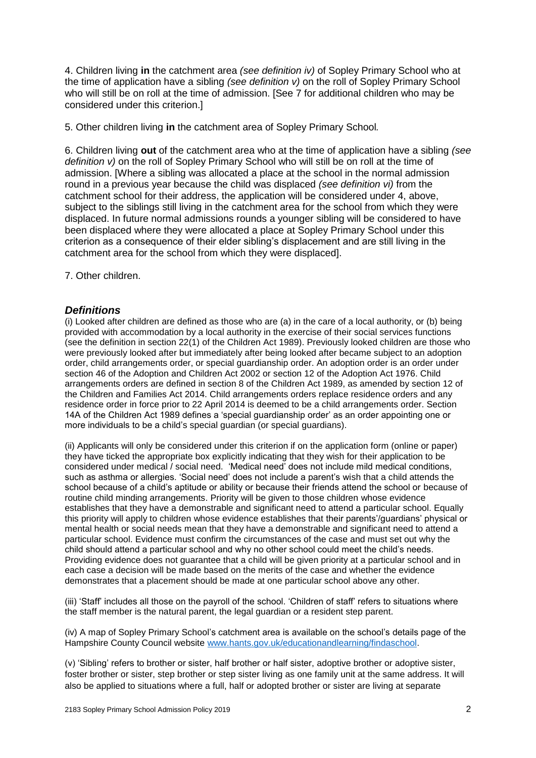4. Children living **in** the catchment area *(see definition iv)* of Sopley Primary School who at the time of application have a sibling *(see definition v)* on the roll of Sopley Primary School who will still be on roll at the time of admission. [See 7 for additional children who may be considered under this criterion.]

5. Other children living **in** the catchment area of Sopley Primary School*.*

6. Children living **out** of the catchment area who at the time of application have a sibling *(see definition v)* on the roll of Sopley Primary School who will still be on roll at the time of admission. [Where a sibling was allocated a place at the school in the normal admission round in a previous year because the child was displaced *(see definition vi)* from the catchment school for their address, the application will be considered under 4, above, subject to the siblings still living in the catchment area for the school from which they were displaced. In future normal admissions rounds a younger sibling will be considered to have been displaced where they were allocated a place at Sopley Primary School under this criterion as a consequence of their elder sibling's displacement and are still living in the catchment area for the school from which they were displaced].

7. Other children.

## *Definitions*

(i) Looked after children are defined as those who are (a) in the care of a local authority, or (b) being provided with accommodation by a local authority in the exercise of their social services functions (see the definition in section 22(1) of the Children Act 1989). Previously looked children are those who were previously looked after but immediately after being looked after became subject to an adoption order, child arrangements order, or special guardianship order. An adoption order is an order under section 46 of the Adoption and Children Act 2002 or section 12 of the Adoption Act 1976. Child arrangements orders are defined in section 8 of the Children Act 1989, as amended by section 12 of the Children and Families Act 2014. Child arrangements orders replace residence orders and any residence order in force prior to 22 April 2014 is deemed to be a child arrangements order. Section 14A of the Children Act 1989 defines a 'special guardianship order' as an order appointing one or more individuals to be a child's special guardian (or special guardians).

(ii) Applicants will only be considered under this criterion if on the application form (online or paper) they have ticked the appropriate box explicitly indicating that they wish for their application to be considered under medical / social need. 'Medical need' does not include mild medical conditions, such as asthma or allergies. 'Social need' does not include a parent's wish that a child attends the school because of a child's aptitude or ability or because their friends attend the school or because of routine child minding arrangements. Priority will be given to those children whose evidence establishes that they have a demonstrable and significant need to attend a particular school. Equally this priority will apply to children whose evidence establishes that their parents'/guardians' physical or mental health or social needs mean that they have a demonstrable and significant need to attend a particular school. Evidence must confirm the circumstances of the case and must set out why the child should attend a particular school and why no other school could meet the child's needs. Providing evidence does not guarantee that a child will be given priority at a particular school and in each case a decision will be made based on the merits of the case and whether the evidence demonstrates that a placement should be made at one particular school above any other.

(iii) 'Staff' includes all those on the payroll of the school. 'Children of staff' refers to situations where the staff member is the natural parent, the legal guardian or a resident step parent.

(iv) A map of Sopley Primary School's catchment area is available on the school's details page of the Hampshire County Council website [www.hants.gov.uk/educationandlearning/findaschool](http://www.hants.gov.uk/educationandlearning/findaschool).

(v) 'Sibling' refers to brother or sister, half brother or half sister, adoptive brother or adoptive sister, foster brother or sister, step brother or step sister living as one family unit at the same address. It will also be applied to situations where a full, half or adopted brother or sister are living at separate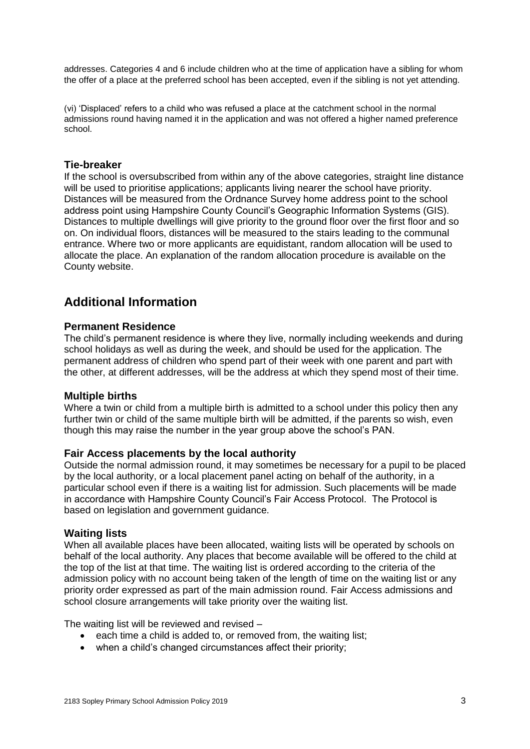addresses. Categories 4 and 6 include children who at the time of application have a sibling for whom the offer of a place at the preferred school has been accepted, even if the sibling is not yet attending.

(vi) 'Displaced' refers to a child who was refused a place at the catchment school in the normal admissions round having named it in the application and was not offered a higher named preference school.

### Tie-breaker

If the school is oversubscribed from within any of the above categories, straight line distance will be used to prioritise applications; applicants living nearer the school have priority. Distances will be measured from the Ordnance Survey home address point to the school address point using Hampshire County Council's Geographic Information Systems (GIS). Distances to multiple dwellings will give priority to the ground floor over the first floor and so on. On individual floors, distances will be measured to the stairs leading to the communal entrance. Where two or more applicants are equidistant, random allocation will be used to allocate the place. An explanation of the random allocation procedure is available on the County website.

## Additional Information

### Permanent Residence

The child's permanent residence is where they live, normally including weekends and during school holidays as well as during the week, and should be used for the application. The permanent address of children who spend part of their week with one parent and part with the other, at different addresses, will be the address at which they spend most of their time.

### Multiple births

Where a twin or child from a multiple birth is admitted to a school under this policy then any further twin or child of the same multiple birth will be admitted, if the parents so wish, even though this may raise the number in the year group above the school's PAN.

### Fair Access placements by the local authority

Outside the normal admission round, it may sometimes be necessary for a pupil to be placed by the local authority, or a local placement panel acting on behalf of the authority, in a particular school even if there is a waiting list for admission. Such placements will be made in accordance with Hampshire County Council's Fair Access Protocol. The Protocol is based on legislation and government guidance.

### Waiting lists

When all available places have been allocated, waiting lists will be operated by schools on behalf of the local authority. Any places that become available will be offered to the child at the top of the list at that time. The waiting list is ordered according to the criteria of the admission policy with no account being taken of the length of time on the waiting list or any priority order expressed as part of the main admission round. Fair Access admissions and school closure arrangements will take priority over the waiting list.

The waiting list will be reviewed and revised –

- each time a child is added to, or removed from, the waiting list;
- when a child's changed circumstances affect their priority;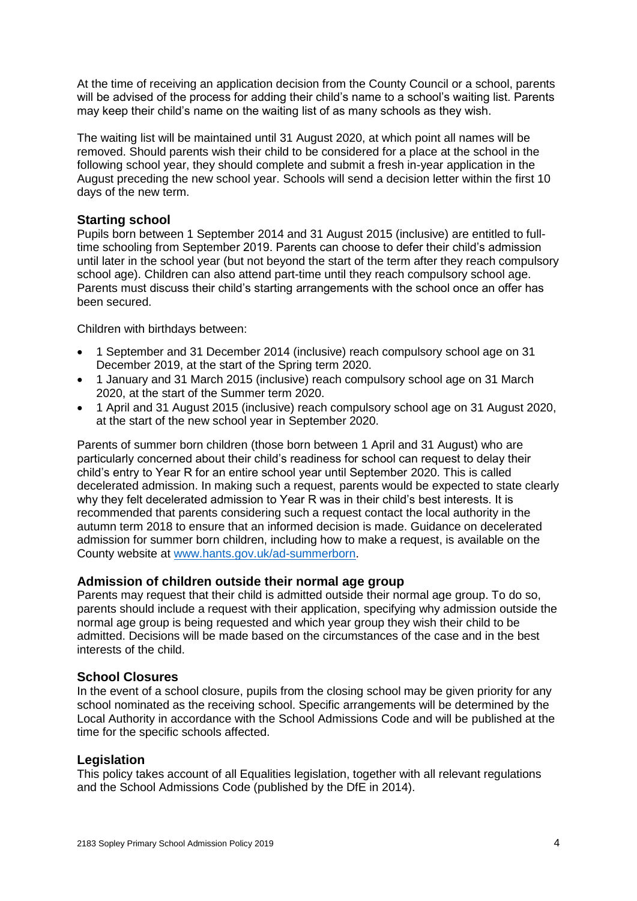At the time of receiving an application decision from the County Council or a school, parents will be advised of the process for adding their child's name to a school's waiting list. Parents may keep their child's name on the waiting list of as many schools as they wish.

The waiting list will be maintained until 31 August 2020, at which point all names will be removed. Should parents wish their child to be considered for a place at the school in the following school year, they should complete and submit a fresh in-year application in the August preceding the new school year. Schools will send a decision letter within the first 10 days of the new term.

### Starting school

Pupils born between 1 September 2014 and 31 August 2015 (inclusive) are entitled to full-time schooling from September 2019. Parents can choose to defer their child's admission until later in the school year (but not beyond the start of the term after they reach compulsory school age). Children can also attend part-time until they reach compulsory school age. Parents must discuss their child's starting arrangements with the school once an offer has been secured.

Children with birthdays between:

- 1 September and 31 December 2014 (inclusive) reach compulsory school age on 31 December 2019, at the start of the Spring term 2020.
- 1 January and 31 March 2015 (inclusive) reach compulsory school age on 31 March 2020, at the start of the Summer term 2020.
- 1 April and 31 August 2015 (inclusive) reach compulsory school age on 31 August 2020, at the start of the new school year in September 2020.

Parents of summer born children (those born between 1 April and 31 August) who are particularly concerned about their child's readiness for school can request to delay their child's entry to Year R for an entire school year until September 2020. This is called decelerated admission. In making such a request, parents would be expected to state clearly why they felt decelerated admission to Year R was in their child's best interests. It is recommended that parents considering such a request contact the local authority in the autumn term 2018 to ensure that an informed decision is made. Guidance on decelerated admission for summer born children, including how to make a request, is available on the County website at [www.hants.gov.uk/ad-summerborn](http://www.hants.gov.uk/ad-summerborn).

### Admission of children outside their normal age group

Parents may request that their child is admitted outside their normal age group. To do so, parents should include a request with their application, specifying why admission outside the normal age group is being requested and which year group they wish their child to be admitted. Decisions will be made based on the circumstances of the case and in the best interests of the child.

### School Closures

In the event of a school closure, pupils from the closing school may be given priority for any school nominated as the receiving school. Specific arrangements will be determined by the Local Authority in accordance with the School Admissions Code and will be published at the time for the specific schools affected.

### Legislation

This policy takes account of all Equalities legislation, together with all relevant regulations and the School Admissions Code (published by the DfE in 2014).